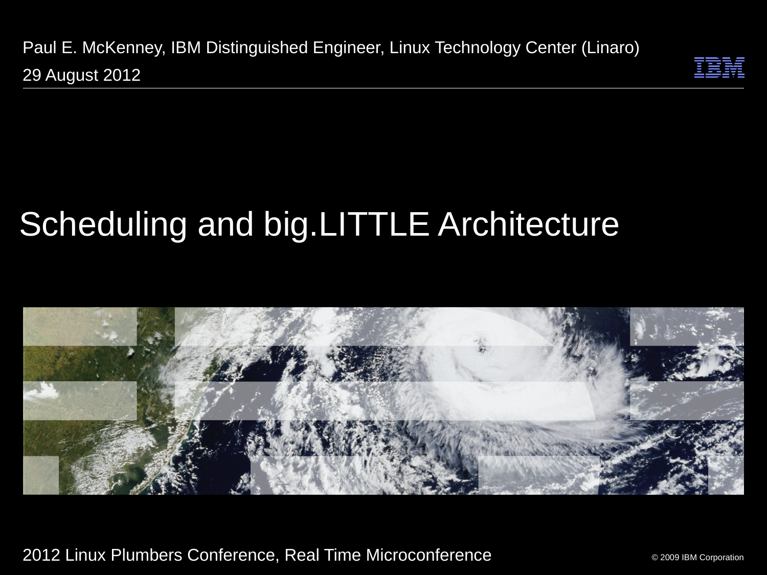Paul E. McKenney, IBM Distinguished Engineer, Linux Technology Center (Linaro)

29 August 2012

# Scheduling and big.LITTLE Architecture

2012 Linux Plumbers Conference, Real Time Microconference

© 2009 IBM Corporation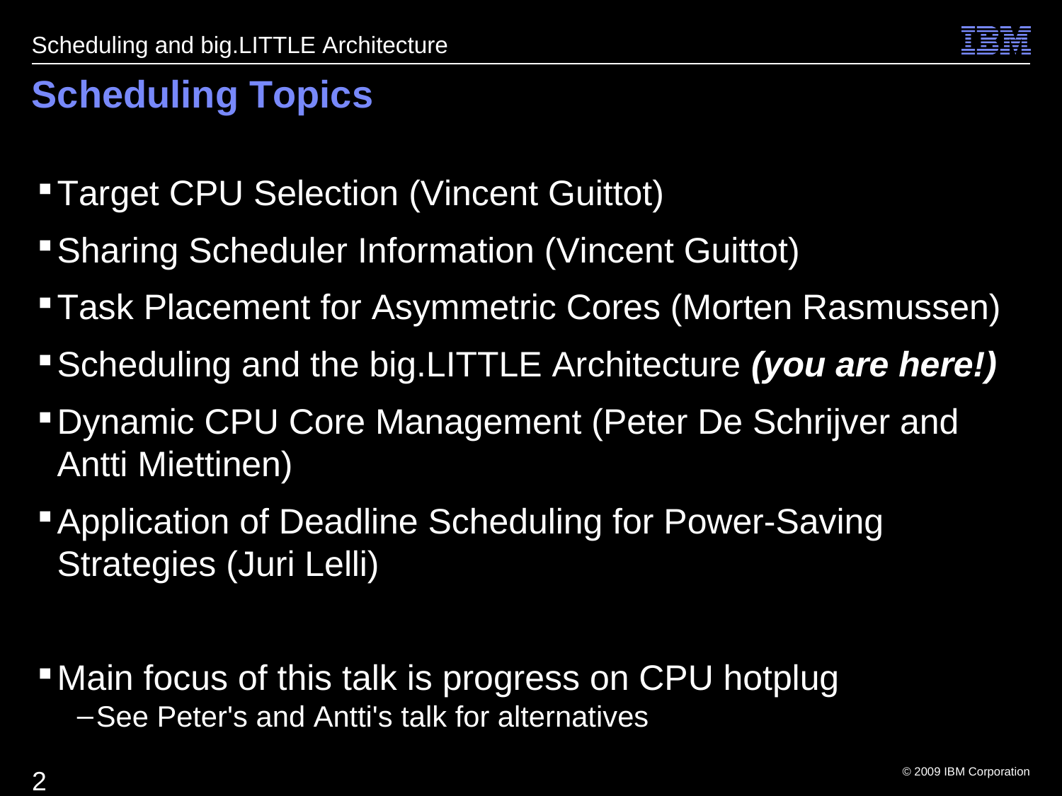# Scheduling Topics

- Target CPU Selection (Vincent Guittot)
- Sharing Scheduler Information (Vincent Guittot)
- Task Placement for Asymmetric Cores (Morten Rasmussen)
- Scheduling and the big.LITTLE Architecture ***(you are here!)***
- Dynamic CPU Core Management (Peter De Schrijver and Antti Miettinen)
- Application of Deadline Scheduling for Power-Saving Strategies (Juri Lelli)

- Main focus of this talk is progress on CPU hotplug
  - See Peter's and Antti's talk for alternatives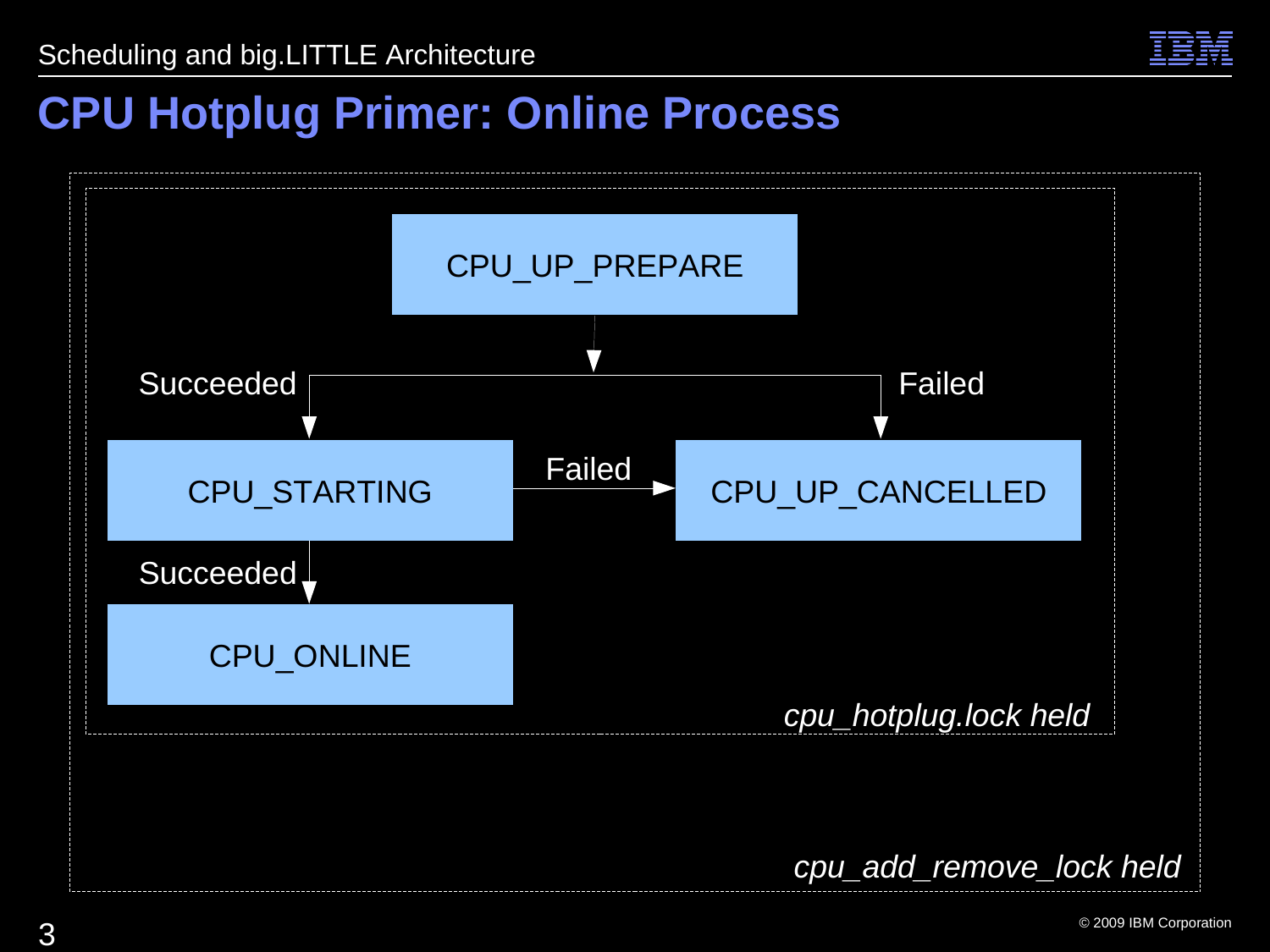# CPU Hotplug Primer: Online Process

CPU_UP_PREPARE

Succeeded

Failed

CPU_STARTING

Failed

CPU_UP_CANCELLED

Succeeded

CPU_ONLINE

*cpu_hotplug.lock held*

*cpu_add_remove_lock held*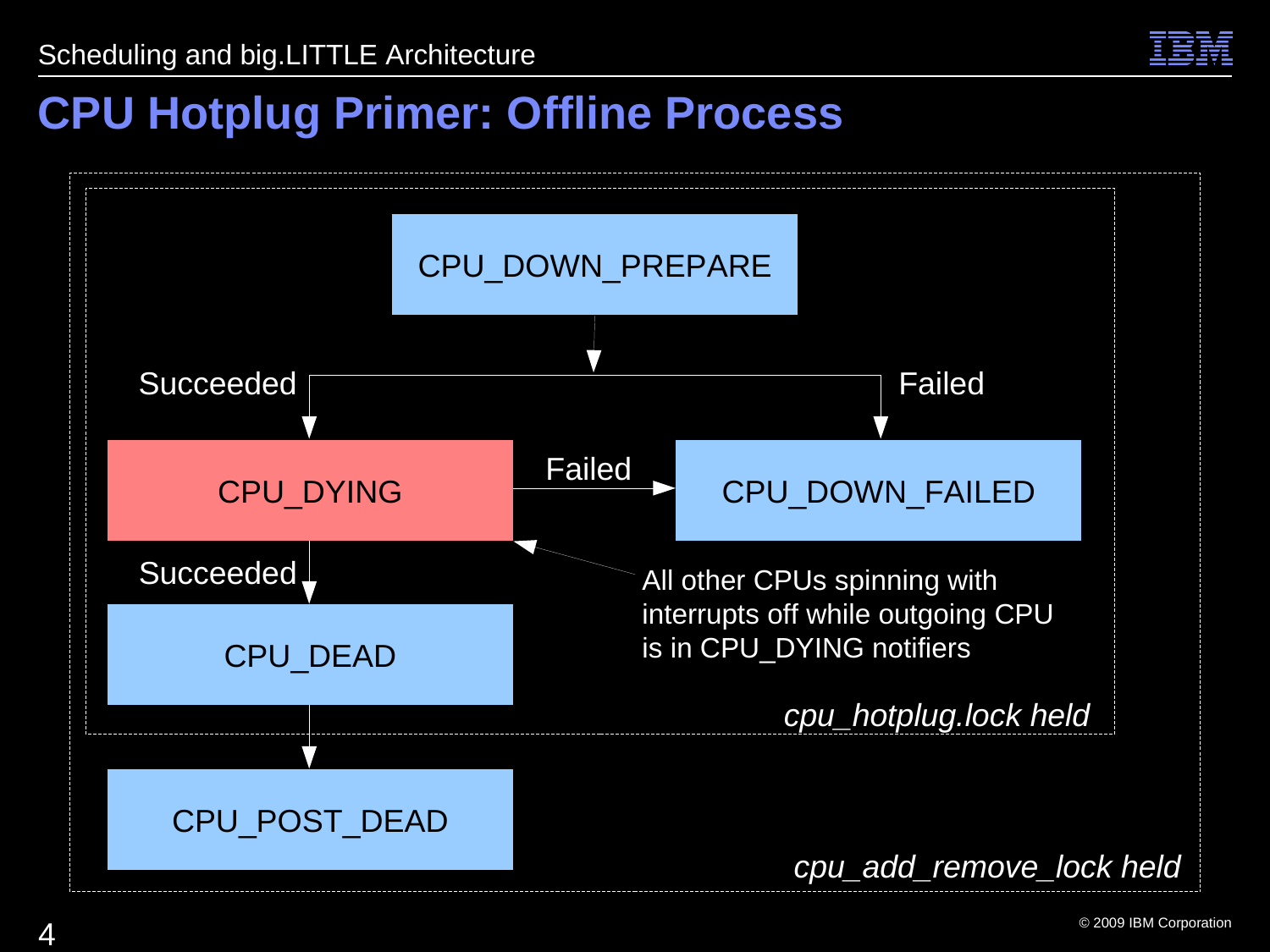# CPU Hotplug Primer: Offline Process

CPU_DOWN_PREPARE

Succeeded → CPU_DYING

Failed → CPU_DOWN_FAILED

CPU_DYING — Failed → CPU_DOWN_FAILED

CPU_DYING — Succeeded → CPU_DEAD

CPU_DEAD → CPU_POST_DEAD

All other CPUs spinning with interrupts off while outgoing CPU is in CPU_DYING notifiers

*cpu_hotplug.lock held*

*cpu_add_remove_lock held*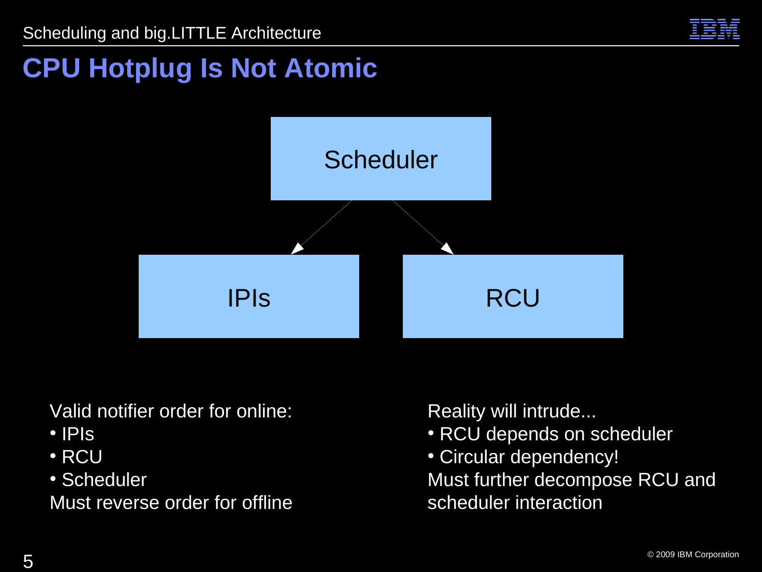# CPU Hotplug Is Not Atomic

Scheduler

IPIs

RCU

Valid notifier order for online:
- IPIs
- RCU
- Scheduler

Must reverse order for offline

Reality will intrude...
- RCU depends on scheduler
- Circular dependency!

Must further decompose RCU and scheduler interaction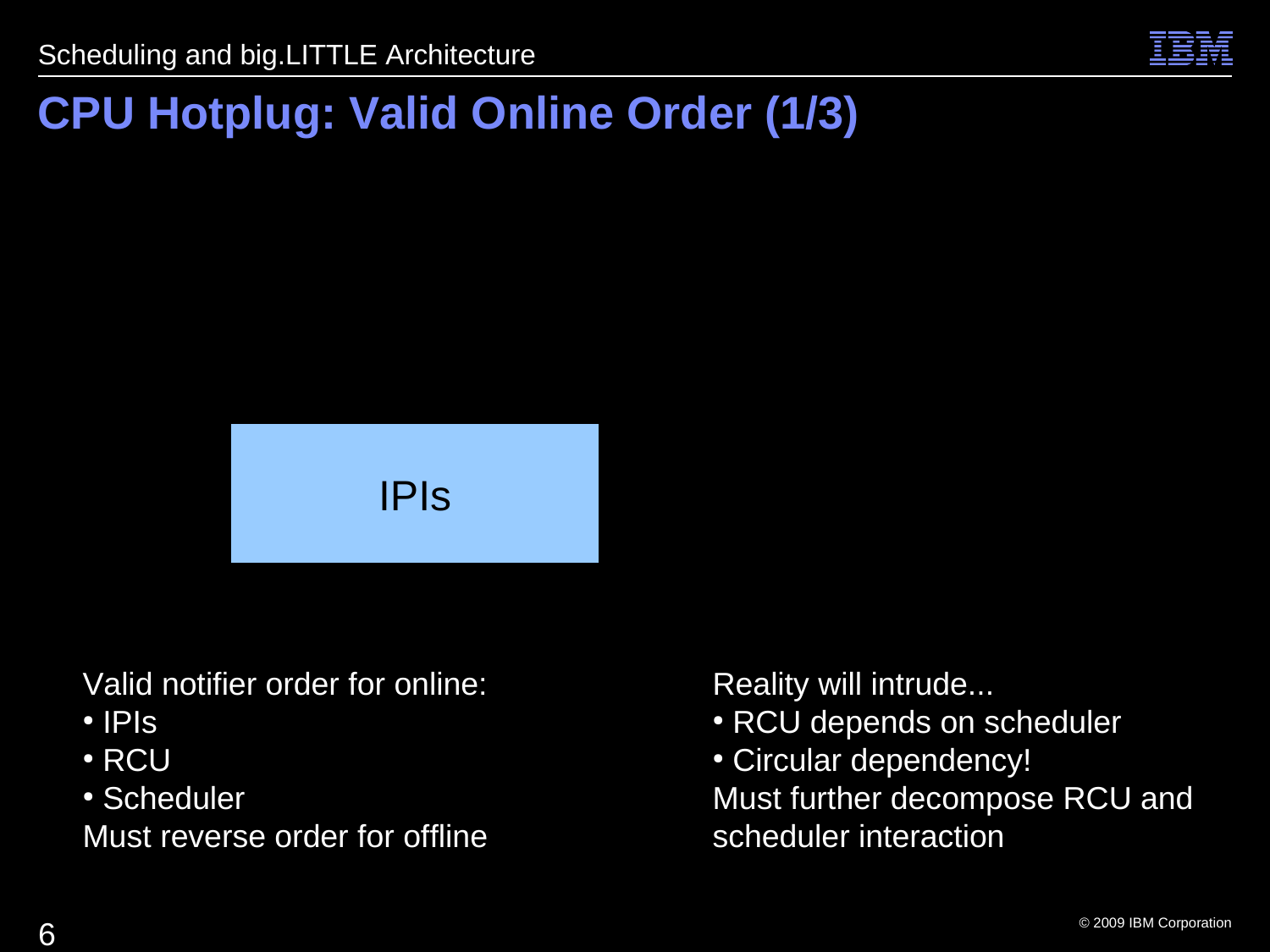# CPU Hotplug: Valid Online Order (1/3)

IPIs

Valid notifier order for online:

- IPIs
- RCU
- Scheduler

Must reverse order for offline

Reality will intrude...

- RCU depends on scheduler
- Circular dependency!

Must further decompose RCU and scheduler interaction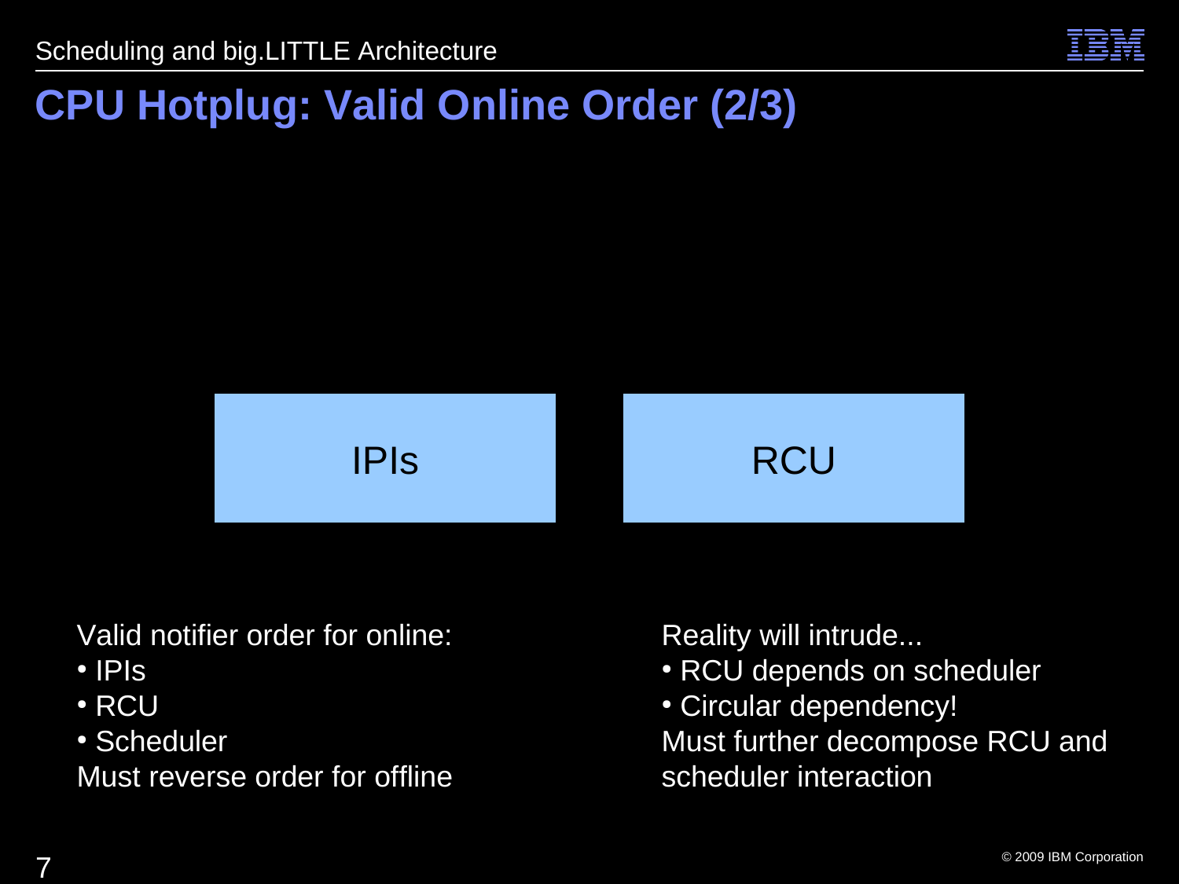# CPU Hotplug: Valid Online Order (2/3)

IPIs

RCU

Valid notifier order for online:

- IPIs
- RCU
- Scheduler

Must reverse order for offline

Reality will intrude...

- RCU depends on scheduler
- Circular dependency!

Must further decompose RCU and scheduler interaction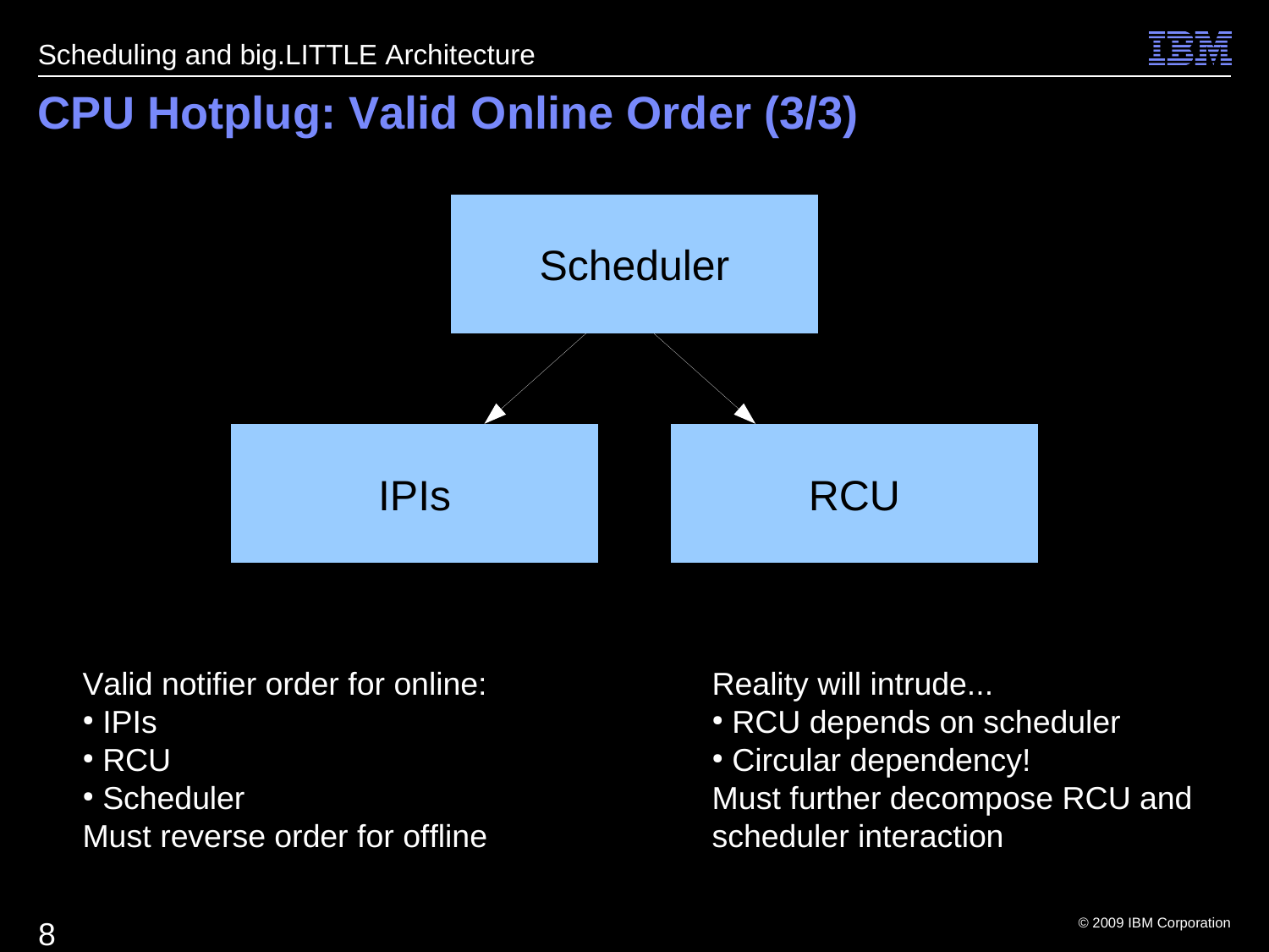# CPU Hotplug: Valid Online Order (3/3)

Scheduler

IPIs

RCU

Valid notifier order for online:

- IPIs
- RCU
- Scheduler

Must reverse order for offline

Reality will intrude...

- RCU depends on scheduler
- Circular dependency!

Must further decompose RCU and scheduler interaction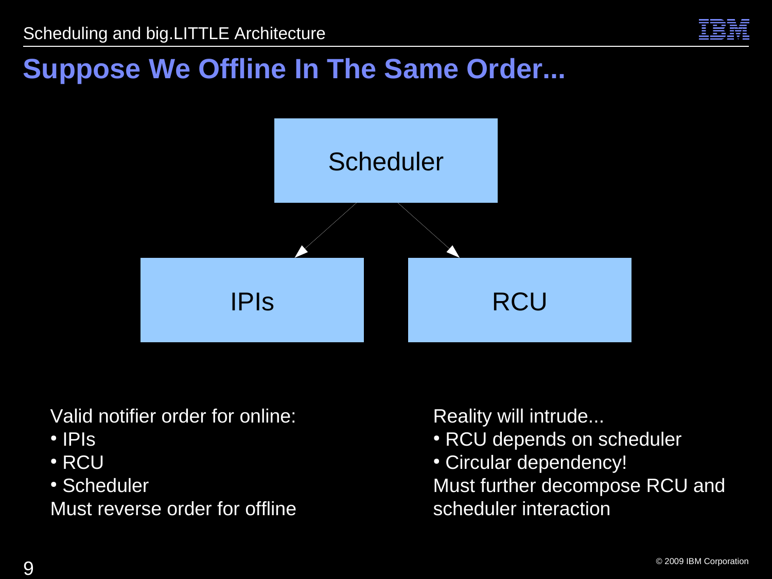# Suppose We Offline In The Same Order...

Scheduler

IPIs

RCU

Valid notifier order for online:

- IPIs
- RCU
- Scheduler

Must reverse order for offline

Reality will intrude...

- RCU depends on scheduler
- Circular dependency!

Must further decompose RCU and scheduler interaction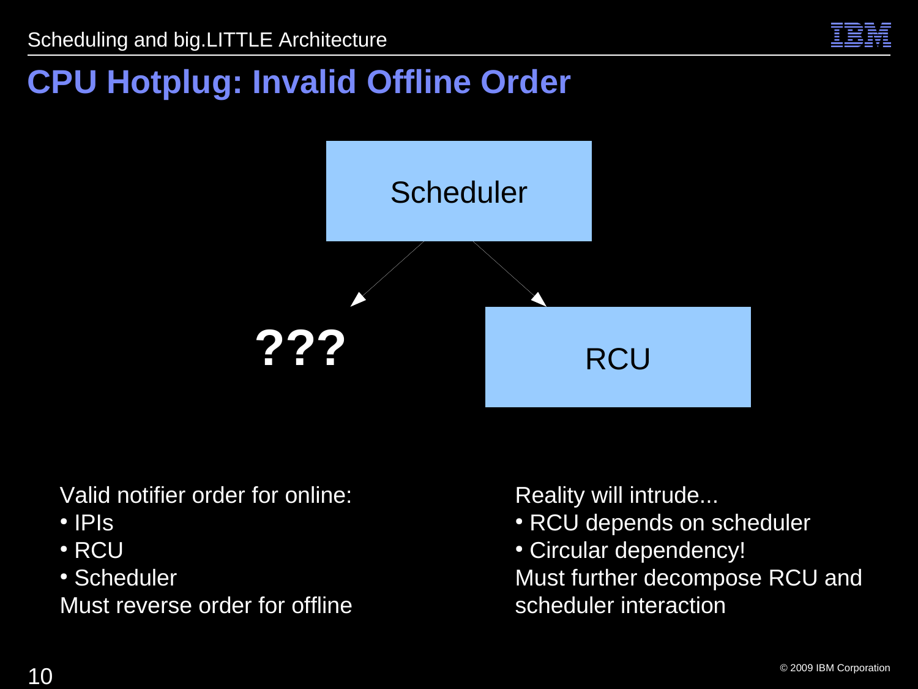# CPU Hotplug: Invalid Offline Order

Scheduler

???

RCU

Valid notifier order for online:

- IPIs
- RCU
- Scheduler

Must reverse order for offline

Reality will intrude...

- RCU depends on scheduler
- Circular dependency!

Must further decompose RCU and scheduler interaction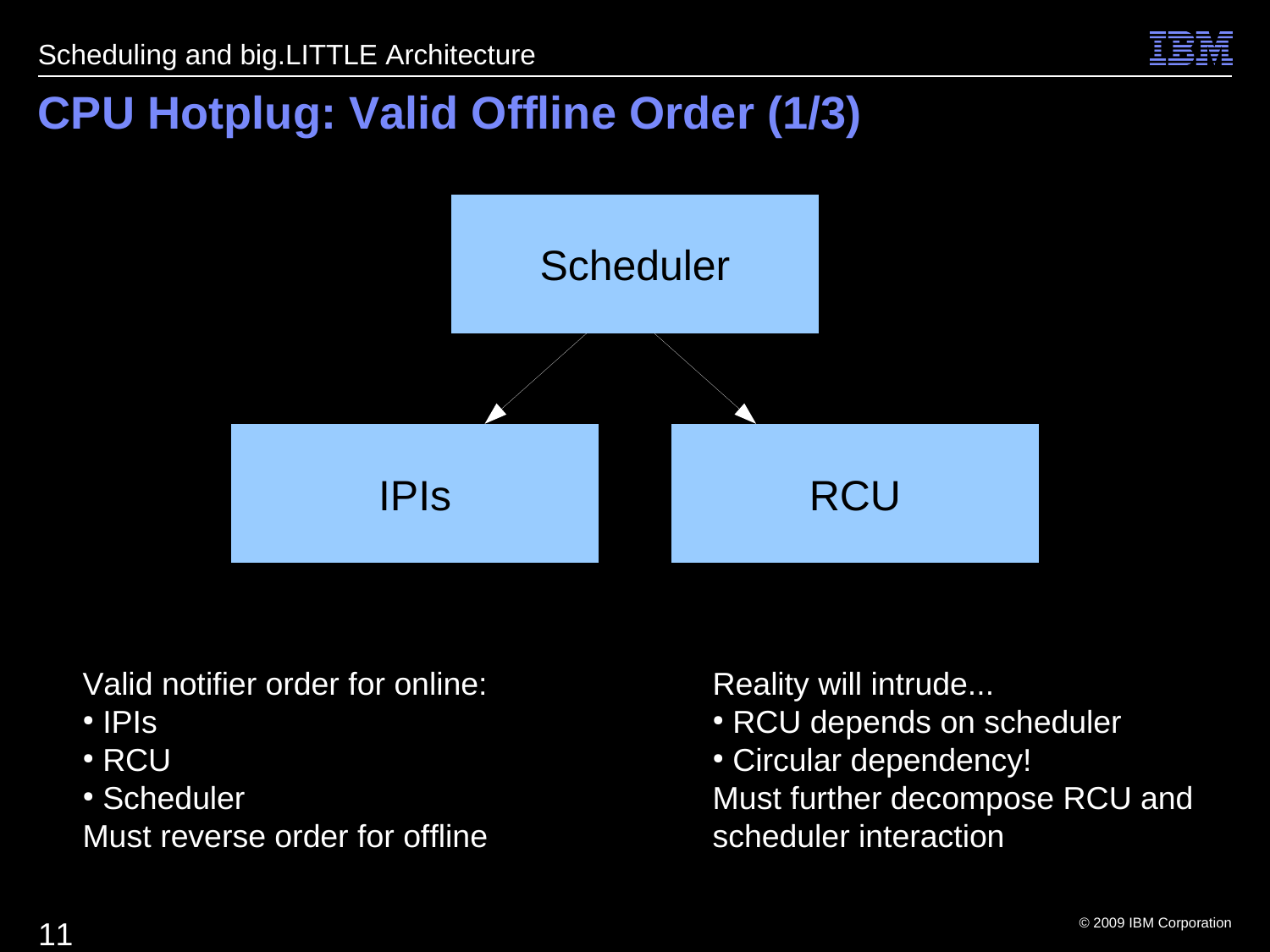# CPU Hotplug: Valid Offline Order (1/3)

Scheduler

IPIs

RCU

Valid notifier order for online:

- IPIs
- RCU
- Scheduler

Must reverse order for offline

Reality will intrude...

- RCU depends on scheduler
- Circular dependency!

Must further decompose RCU and scheduler interaction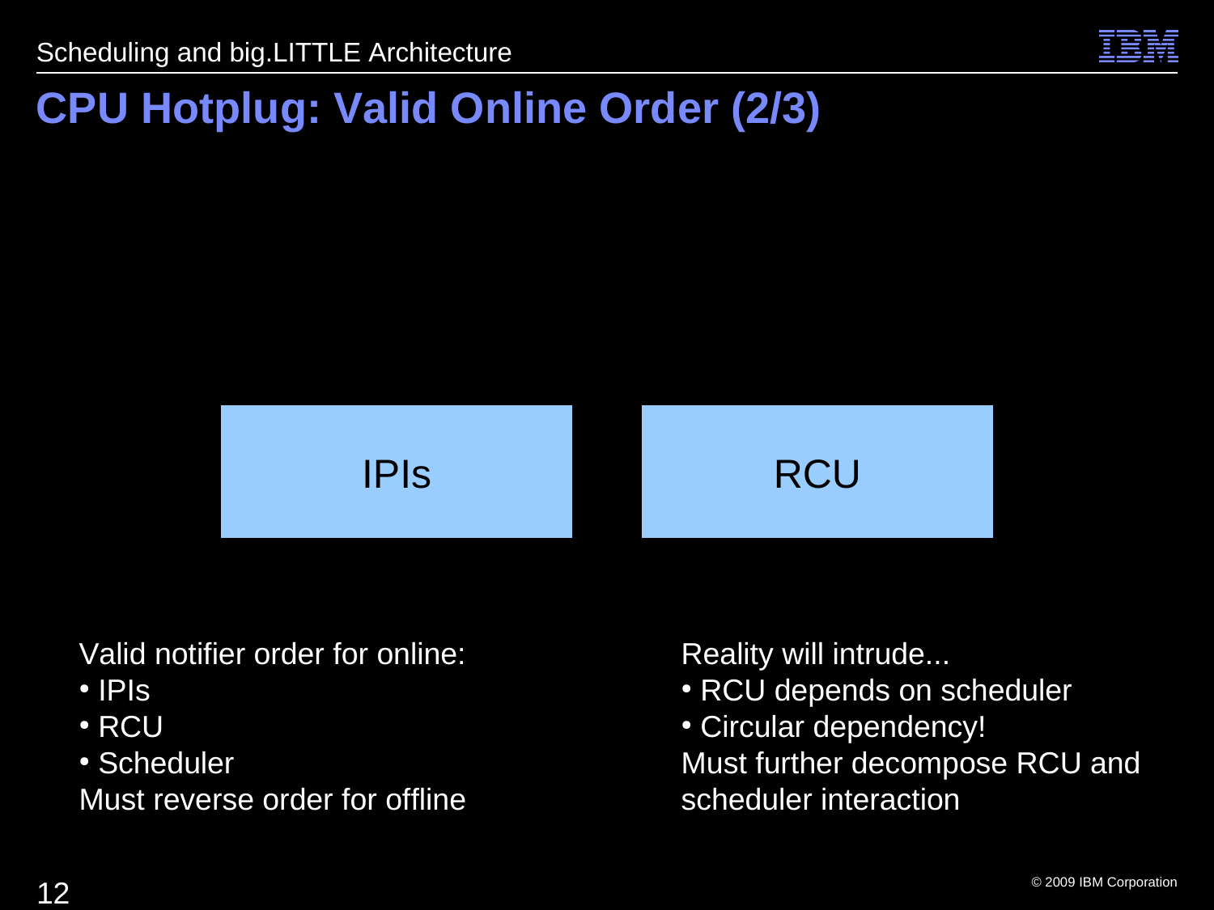# CPU Hotplug: Valid Online Order (2/3)

IPIs

RCU

Valid notifier order for online:

- IPIs
- RCU
- Scheduler

Must reverse order for offline

Reality will intrude...

- RCU depends on scheduler
- Circular dependency!

Must further decompose RCU and scheduler interaction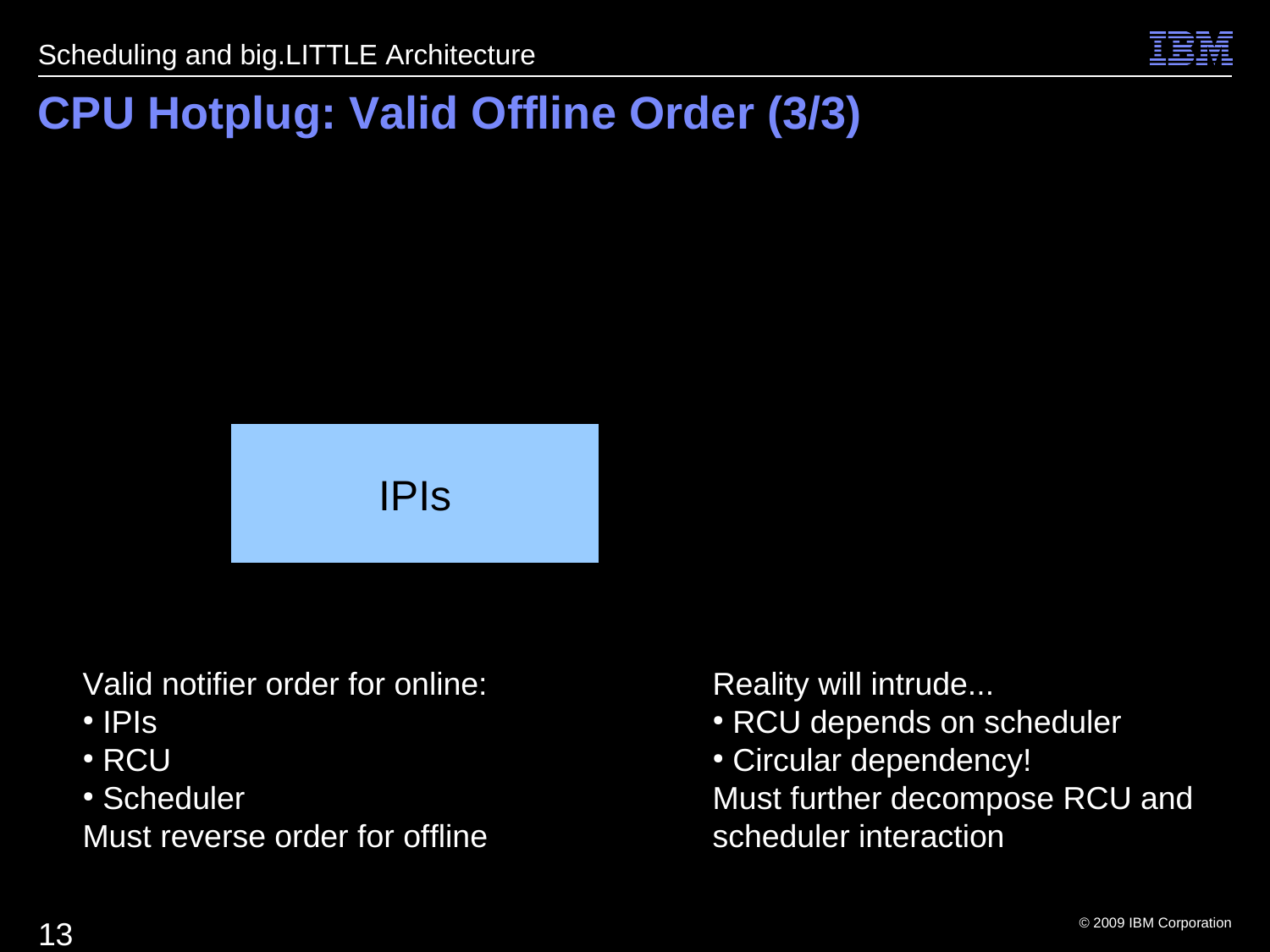# CPU Hotplug: Valid Offline Order (3/3)

IPIs

Valid notifier order for online:

- IPIs
- RCU
- Scheduler

Must reverse order for offline

Reality will intrude...

- RCU depends on scheduler
- Circular dependency!

Must further decompose RCU and scheduler interaction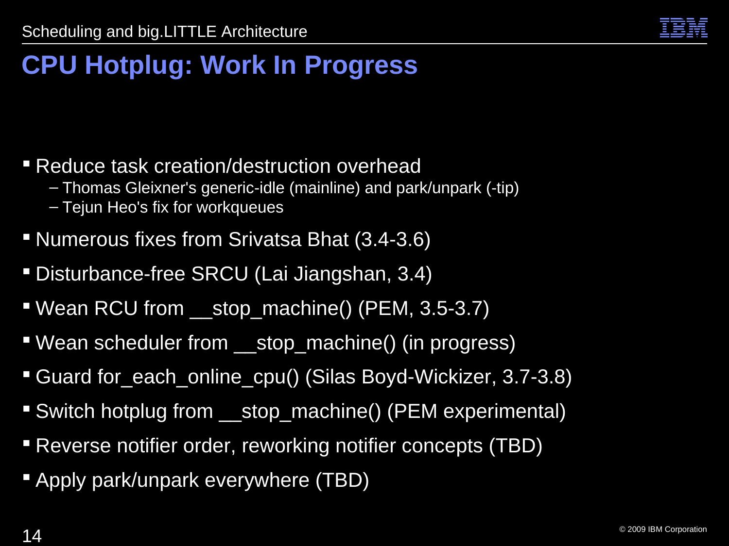# CPU Hotplug: Work In Progress

- Reduce task creation/destruction overhead
  - Thomas Gleixner's generic-idle (mainline) and park/unpark (-tip)
  - Tejun Heo's fix for workqueues
- Numerous fixes from Srivatsa Bhat (3.4-3.6)
- Disturbance-free SRCU (Lai Jiangshan, 3.4)
- Wean RCU from __stop_machine() (PEM, 3.5-3.7)
- Wean scheduler from __stop_machine() (in progress)
- Guard for_each_online_cpu() (Silas Boyd-Wickizer, 3.7-3.8)
- Switch hotplug from __stop_machine() (PEM experimental)
- Reverse notifier order, reworking notifier concepts (TBD)
- Apply park/unpark everywhere (TBD)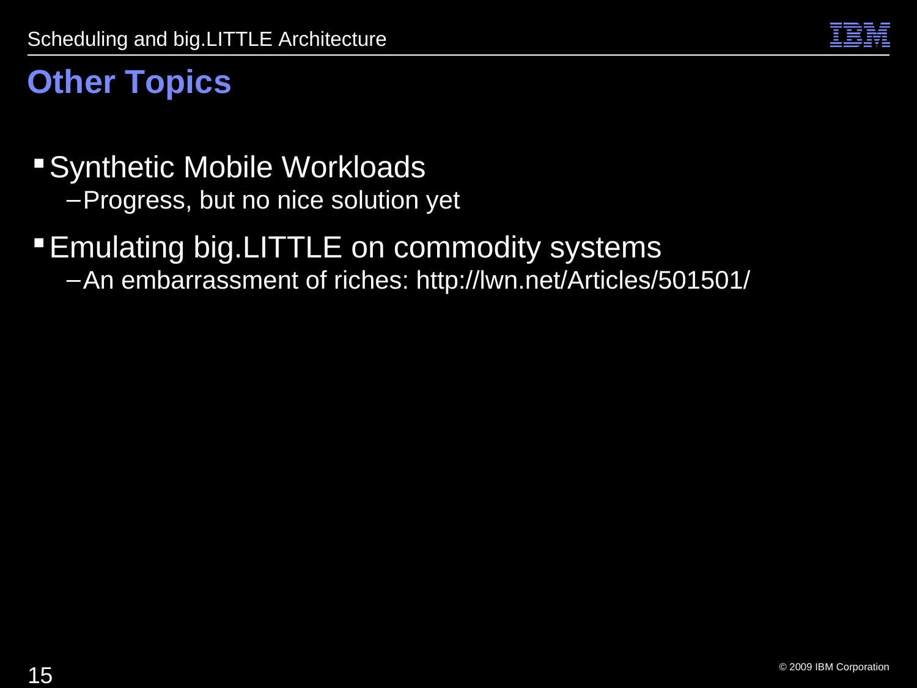# Other Topics

- Synthetic Mobile Workloads
  - Progress, but no nice solution yet
- Emulating big.LITTLE on commodity systems
  - An embarrassment of riches: http://lwn.net/Articles/501501/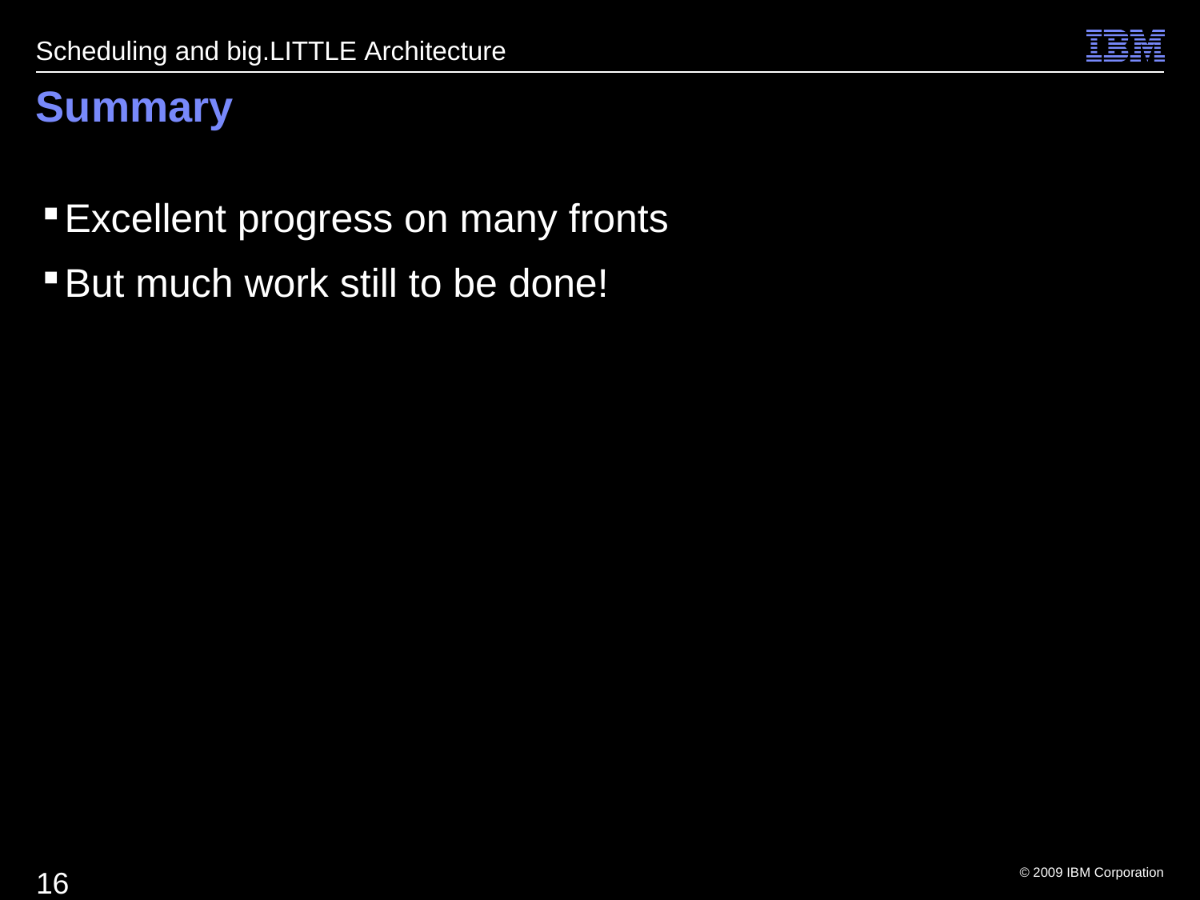## Summary

- Excellent progress on many fronts
- But much work still to be done!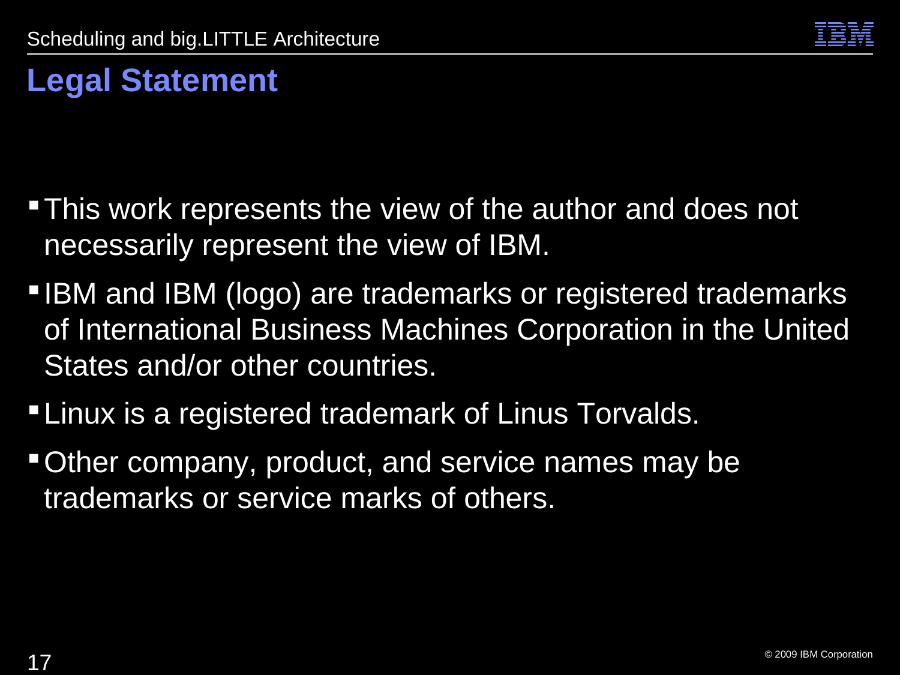# Legal Statement

- This work represents the view of the author and does not necessarily represent the view of IBM.
- IBM and IBM (logo) are trademarks or registered trademarks of International Business Machines Corporation in the United States and/or other countries.
- Linux is a registered trademark of Linus Torvalds.
- Other company, product, and service names may be trademarks or service marks of others.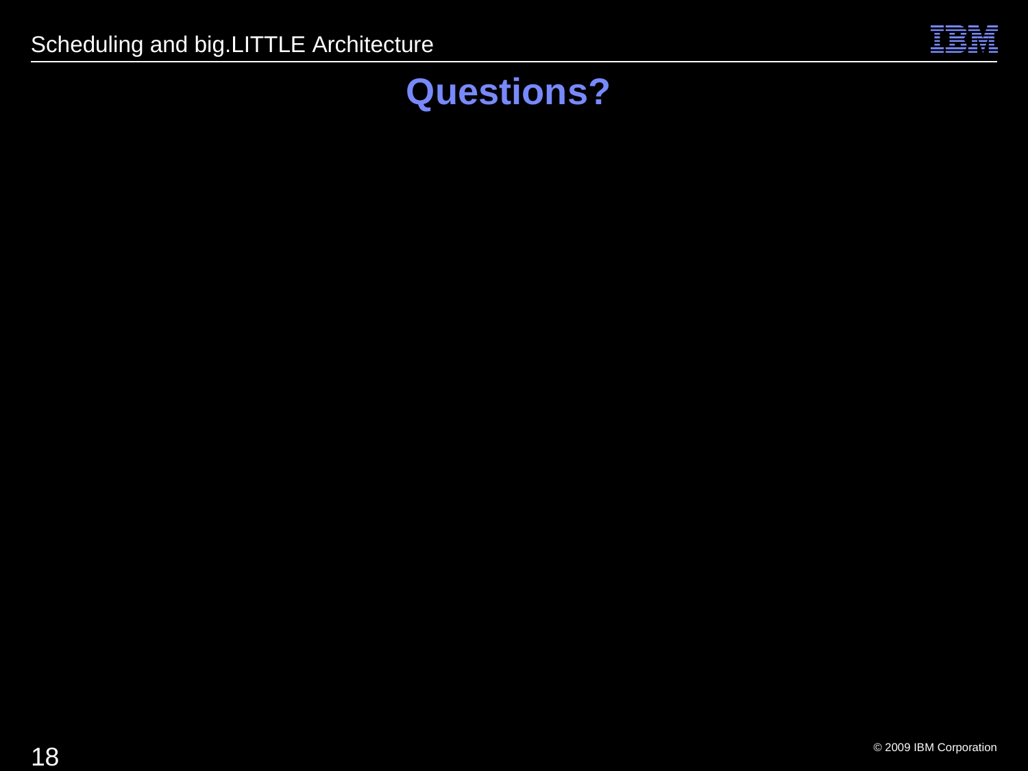# Questions?